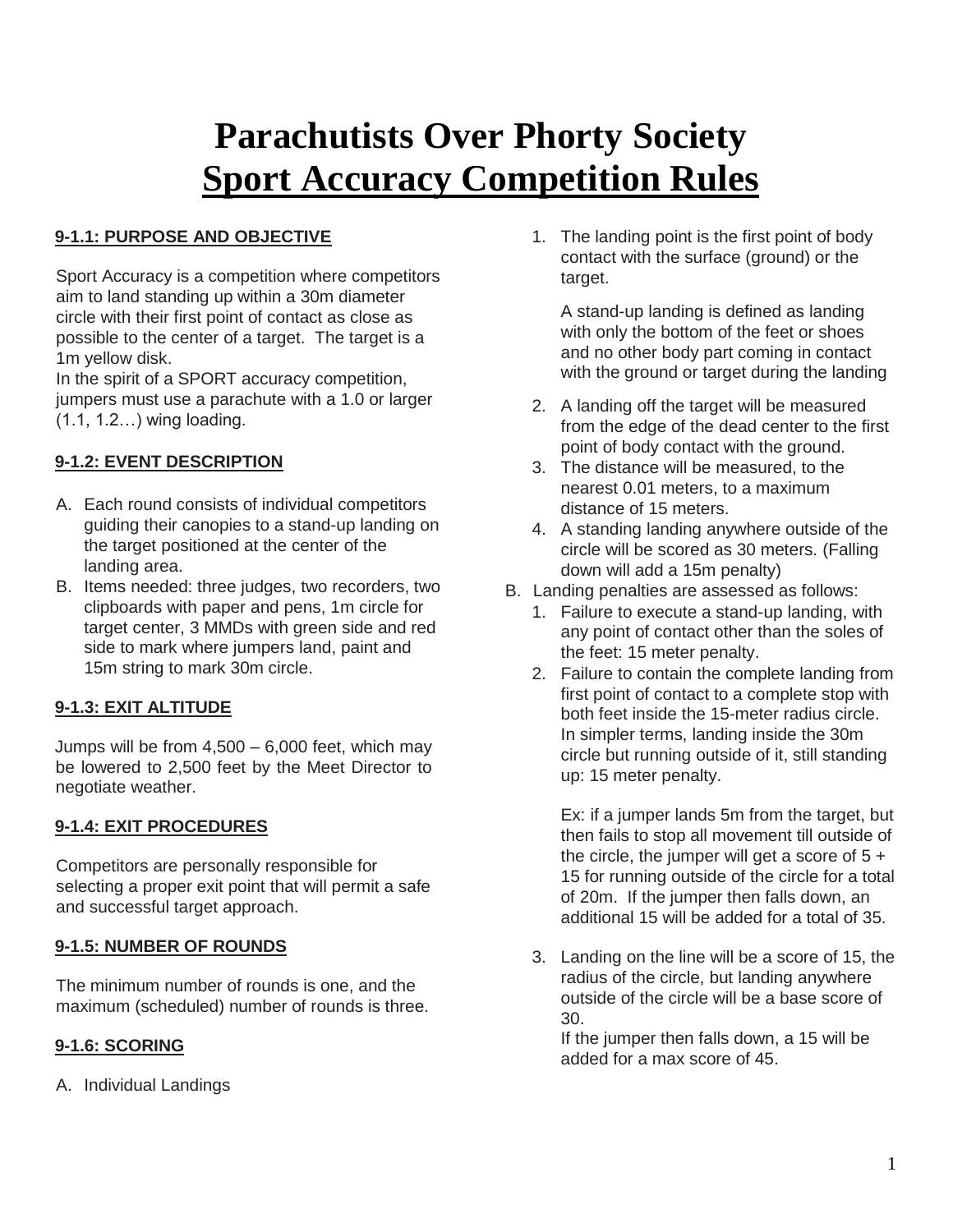# Parachutists Over Phorty Society
# Sport Accuracy Competition Rules

### 9-1.1: PURPOSE AND OBJECTIVE

Sport Accuracy is a competition where competitors aim to land standing up within a 30m diameter circle with their first point of contact as close as possible to the center of a target. The target is a 1m yellow disk.
In the spirit of a SPORT accuracy competition, jumpers must use a parachute with a 1.0 or larger (1.1, 1.2…) wing loading.

### 9-1.2: EVENT DESCRIPTION

A. Each round consists of individual competitors guiding their canopies to a stand-up landing on the target positioned at the center of the landing area.
B. Items needed: three judges, two recorders, two clipboards with paper and pens, 1m circle for target center, 3 MMDs with green side and red side to mark where jumpers land, paint and 15m string to mark 30m circle.

### 9-1.3: EXIT ALTITUDE

Jumps will be from 4,500 – 6,000 feet, which may be lowered to 2,500 feet by the Meet Director to negotiate weather.

### 9-1.4: EXIT PROCEDURES

Competitors are personally responsible for selecting a proper exit point that will permit a safe and successful target approach.

### 9-1.5: NUMBER OF ROUNDS

The minimum number of rounds is one, and the maximum (scheduled) number of rounds is three.

### 9-1.6: SCORING

A. Individual Landings
   1. The landing point is the first point of body contact with the surface (ground) or the target.

      A stand-up landing is defined as landing with only the bottom of the feet or shoes and no other body part coming in contact with the ground or target during the landing
   2. A landing off the target will be measured from the edge of the dead center to the first point of body contact with the ground.
   3. The distance will be measured, to the nearest 0.01 meters, to a maximum distance of 15 meters.
   4. A standing landing anywhere outside of the circle will be scored as 30 meters. (Falling down will add a 15m penalty)
B. Landing penalties are assessed as follows:
   1. Failure to execute a stand-up landing, with any point of contact other than the soles of the feet: 15 meter penalty.
   2. Failure to contain the complete landing from first point of contact to a complete stop with both feet inside the 15-meter radius circle. In simpler terms, landing inside the 30m circle but running outside of it, still standing up: 15 meter penalty.

      Ex: if a jumper lands 5m from the target, but then fails to stop all movement till outside of the circle, the jumper will get a score of 5 + 15 for running outside of the circle for a total of 20m. If the jumper then falls down, an additional 15 will be added for a total of 35.
   3. Landing on the line will be a score of 15, the radius of the circle, but landing anywhere outside of the circle will be a base score of 30.
      If the jumper then falls down, a 15 will be added for a max score of 45.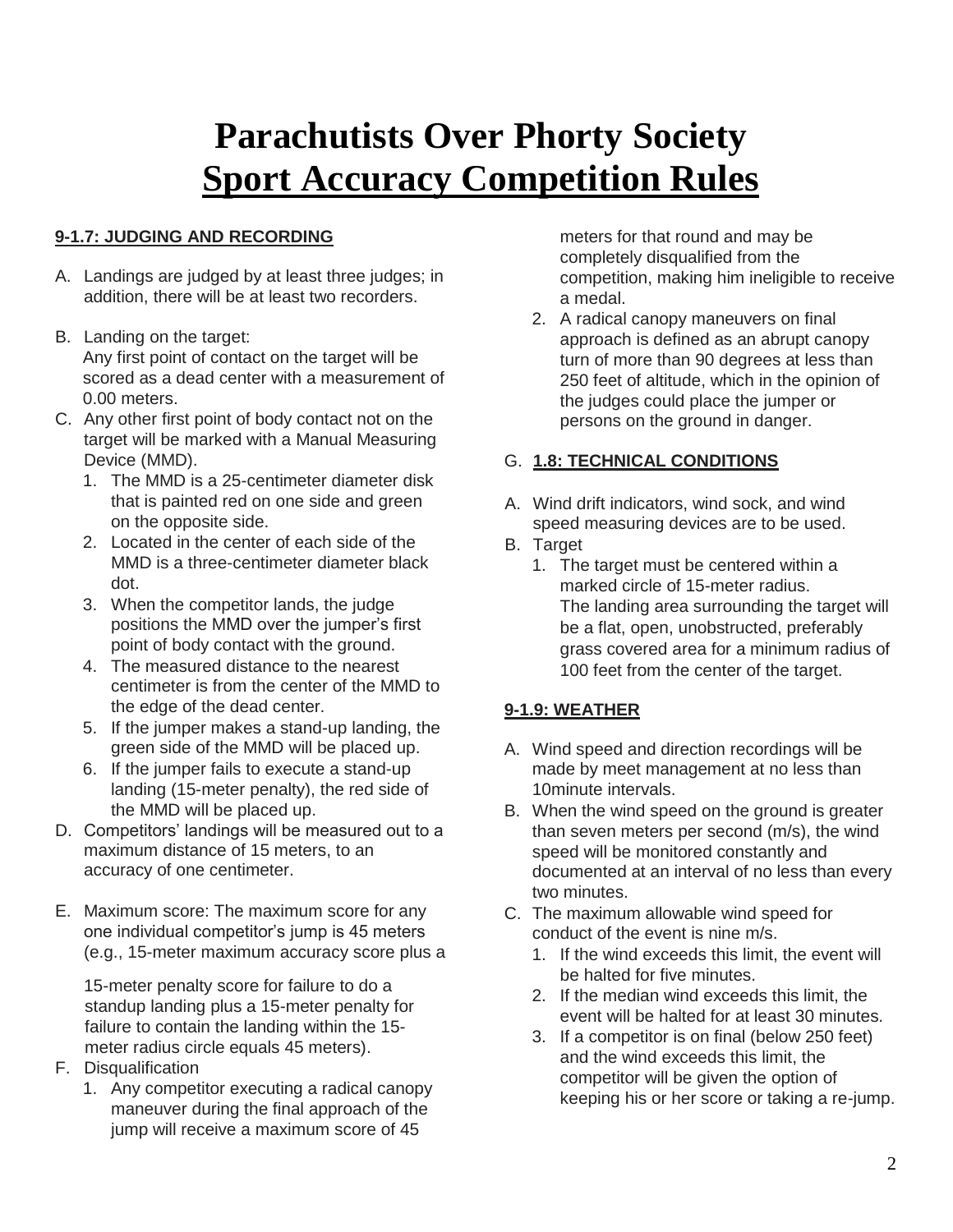# Parachutists Over Phorty Society
# Sport Accuracy Competition Rules

### 9-1.7: JUDGING AND RECORDING

A. Landings are judged by at least three judges; in addition, there will be at least two recorders.

B. Landing on the target:
   Any first point of contact on the target will be scored as a dead center with a measurement of 0.00 meters.

C. Any other first point of body contact not on the target will be marked with a Manual Measuring Device (MMD).
   1. The MMD is a 25-centimeter diameter disk that is painted red on one side and green on the opposite side.
   2. Located in the center of each side of the MMD is a three-centimeter diameter black dot.
   3. When the competitor lands, the judge positions the MMD over the jumper's first point of body contact with the ground.
   4. The measured distance to the nearest centimeter is from the center of the MMD to the edge of the dead center.
   5. If the jumper makes a stand-up landing, the green side of the MMD will be placed up.
   6. If the jumper fails to execute a stand-up landing (15-meter penalty), the red side of the MMD will be placed up.

D. Competitors' landings will be measured out to a maximum distance of 15 meters, to an accuracy of one centimeter.

E. Maximum score: The maximum score for any one individual competitor's jump is 45 meters (e.g., 15-meter maximum accuracy score plus a 15-meter penalty score for failure to do a standup landing plus a 15-meter penalty for failure to contain the landing within the 15-meter radius circle equals 45 meters).

F. Disqualification
   1. Any competitor executing a radical canopy maneuver during the final approach of the jump will receive a maximum score of 45 meters for that round and may be completely disqualified from the competition, making him ineligible to receive a medal.
   2. A radical canopy maneuvers on final approach is defined as an abrupt canopy turn of more than 90 degrees at less than 250 feet of altitude, which in the opinion of the judges could place the jumper or persons on the ground in danger.

G. **1.8: TECHNICAL CONDITIONS**

A. Wind drift indicators, wind sock, and wind speed measuring devices are to be used.

B. Target
   1. The target must be centered within a marked circle of 15-meter radius.
      The landing area surrounding the target will be a flat, open, unobstructed, preferably grass covered area for a minimum radius of 100 feet from the center of the target.

### 9-1.9: WEATHER

A. Wind speed and direction recordings will be made by meet management at no less than 10minute intervals.

B. When the wind speed on the ground is greater than seven meters per second (m/s), the wind speed will be monitored constantly and documented at an interval of no less than every two minutes.

C. The maximum allowable wind speed for conduct of the event is nine m/s.
   1. If the wind exceeds this limit, the event will be halted for five minutes.
   2. If the median wind exceeds this limit, the event will be halted for at least 30 minutes.
   3. If a competitor is on final (below 250 feet) and the wind exceeds this limit, the competitor will be given the option of keeping his or her score or taking a re-jump.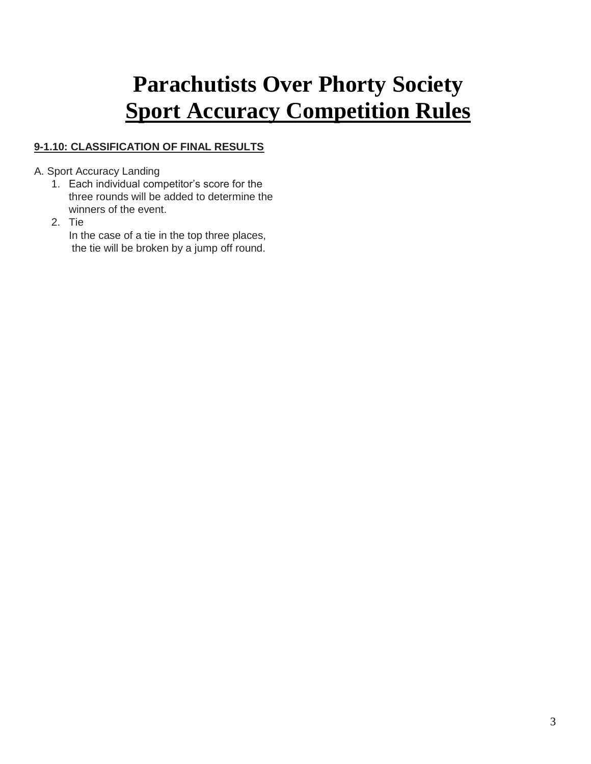# Parachutists Over Phorty Society

# Sport Accuracy Competition Rules

**9-1.10: CLASSIFICATION OF FINAL RESULTS**

A. Sport Accuracy Landing

1. Each individual competitor's score for the three rounds will be added to determine the winners of the event.
2. Tie

   In the case of a tie in the top three places, the tie will be broken by a jump off round.